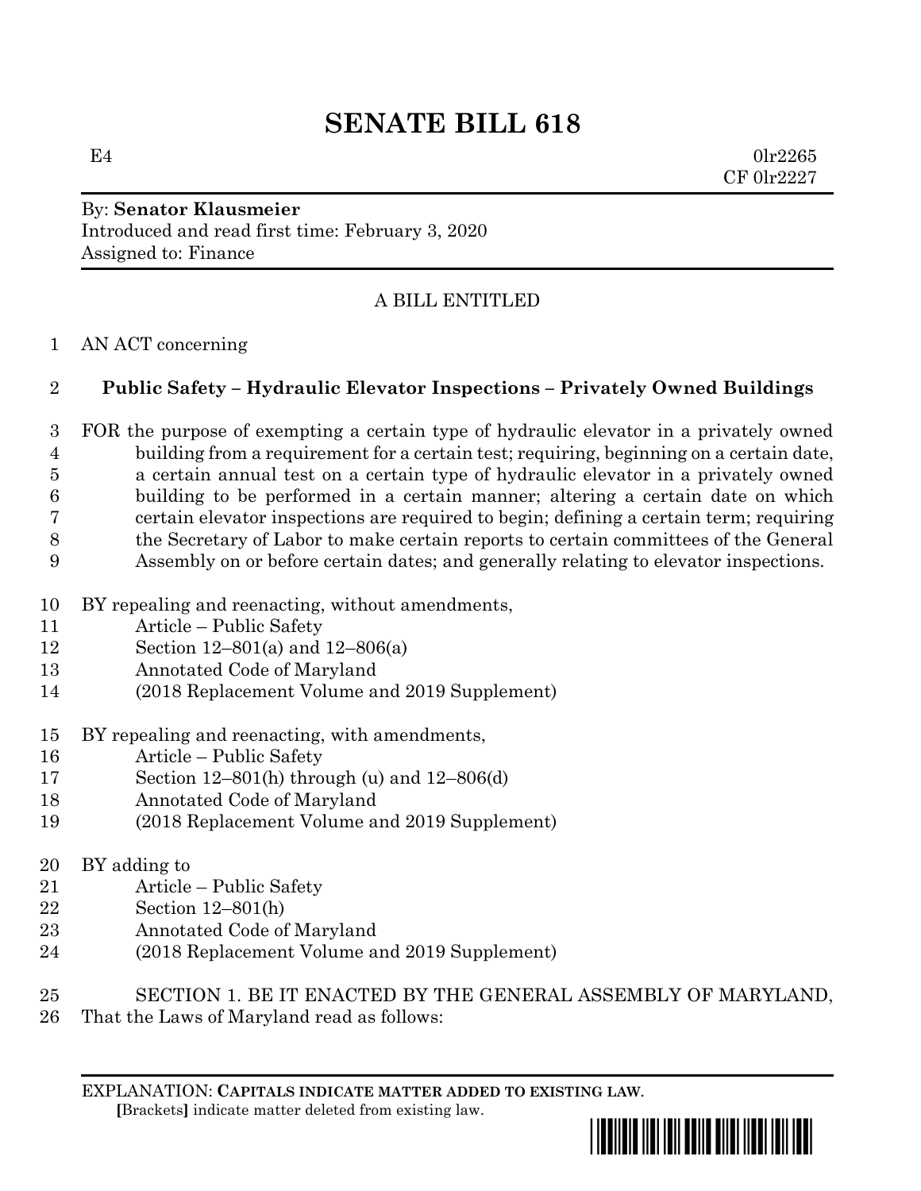# SENATE BILL 618

E4 0lr2265
CF 0lr2227

By: **Senator Klausmeier**
Introduced and read first time: February 3, 2020
Assigned to: Finance

A BILL ENTITLED

AN ACT concerning

**Public Safety – Hydraulic Elevator Inspections – Privately Owned Buildings**

FOR the purpose of exempting a certain type of hydraulic elevator in a privately owned building from a requirement for a certain test; requiring, beginning on a certain date, a certain annual test on a certain type of hydraulic elevator in a privately owned building to be performed in a certain manner; altering a certain date on which certain elevator inspections are required to begin; defining a certain term; requiring the Secretary of Labor to make certain reports to certain committees of the General Assembly on or before certain dates; and generally relating to elevator inspections.

BY repealing and reenacting, without amendments,
Article – Public Safety
Section 12–801(a) and 12–806(a)
Annotated Code of Maryland
(2018 Replacement Volume and 2019 Supplement)

BY repealing and reenacting, with amendments,
Article – Public Safety
Section 12–801(h) through (u) and 12–806(d)
Annotated Code of Maryland
(2018 Replacement Volume and 2019 Supplement)

BY adding to
Article – Public Safety
Section 12–801(h)
Annotated Code of Maryland
(2018 Replacement Volume and 2019 Supplement)

SECTION 1. BE IT ENACTED BY THE GENERAL ASSEMBLY OF MARYLAND, That the Laws of Maryland read as follows:

EXPLANATION: **CAPITALS INDICATE MATTER ADDED TO EXISTING LAW.**
[Brackets] indicate matter deleted from existing law.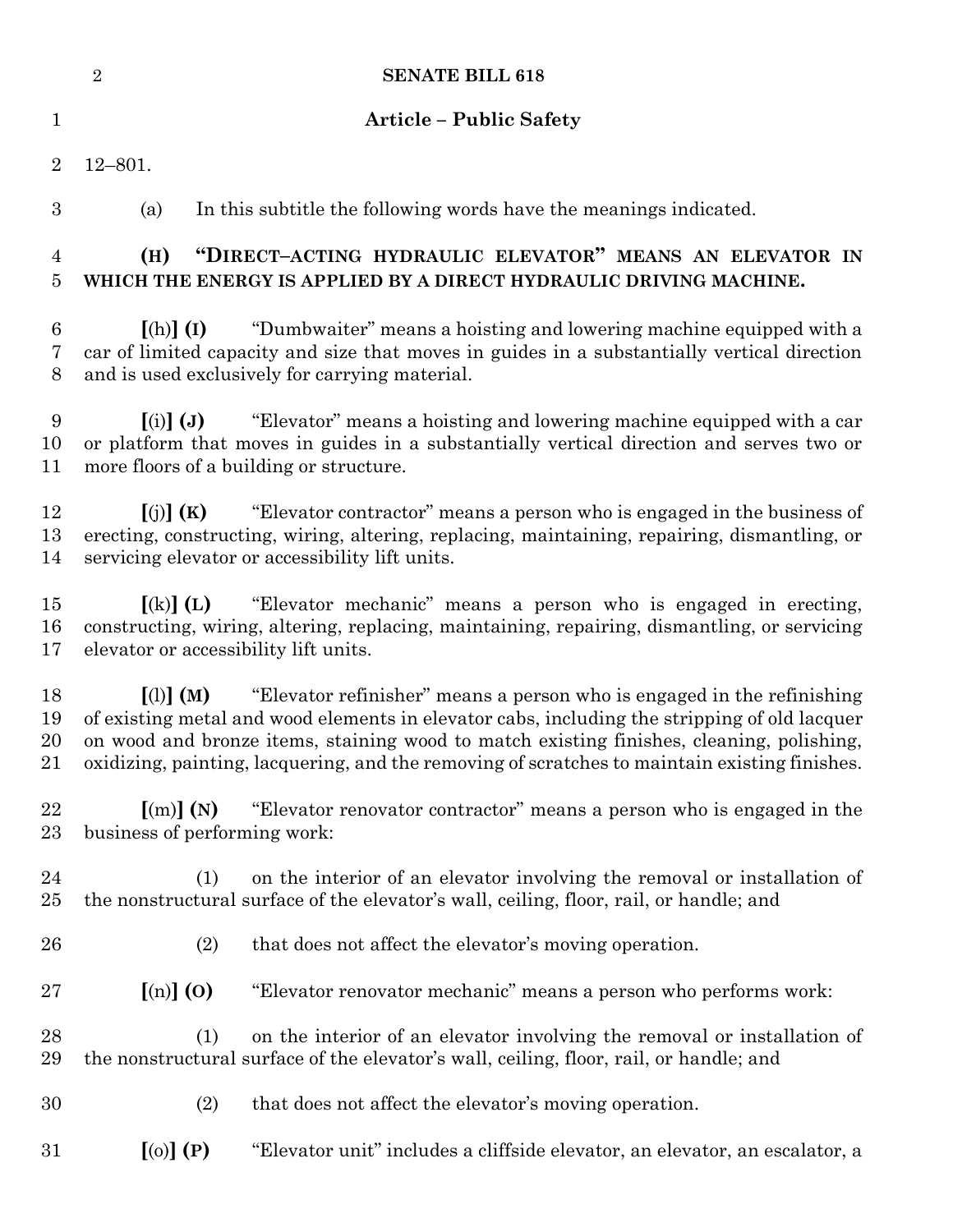## Article – Public Safety

12–801.

(a) In this subtitle the following words have the meanings indicated.

**(H) "DIRECT–ACTING HYDRAULIC ELEVATOR" MEANS AN ELEVATOR IN WHICH THE ENERGY IS APPLIED BY A DIRECT HYDRAULIC DRIVING MACHINE.**

**[**(h)**] (I)** "Dumbwaiter" means a hoisting and lowering machine equipped with a car of limited capacity and size that moves in guides in a substantially vertical direction and is used exclusively for carrying material.

**[**(i)**] (J)** "Elevator" means a hoisting and lowering machine equipped with a car or platform that moves in guides in a substantially vertical direction and serves two or more floors of a building or structure.

**[**(j)**] (K)** "Elevator contractor" means a person who is engaged in the business of erecting, constructing, wiring, altering, replacing, maintaining, repairing, dismantling, or servicing elevator or accessibility lift units.

**[**(k)**] (L)** "Elevator mechanic" means a person who is engaged in erecting, constructing, wiring, altering, replacing, maintaining, repairing, dismantling, or servicing elevator or accessibility lift units.

**[**(l)**] (M)** "Elevator refinisher" means a person who is engaged in the refinishing of existing metal and wood elements in elevator cabs, including the stripping of old lacquer on wood and bronze items, staining wood to match existing finishes, cleaning, polishing, oxidizing, painting, lacquering, and the removing of scratches to maintain existing finishes.

**[**(m)**] (N)** "Elevator renovator contractor" means a person who is engaged in the business of performing work:

(1) on the interior of an elevator involving the removal or installation of the nonstructural surface of the elevator's wall, ceiling, floor, rail, or handle; and

(2) that does not affect the elevator's moving operation.

**[**(n)**] (O)** "Elevator renovator mechanic" means a person who performs work:

(1) on the interior of an elevator involving the removal or installation of the nonstructural surface of the elevator's wall, ceiling, floor, rail, or handle; and

(2) that does not affect the elevator's moving operation.

**[**(o)**] (P)** "Elevator unit" includes a cliffside elevator, an elevator, an escalator, a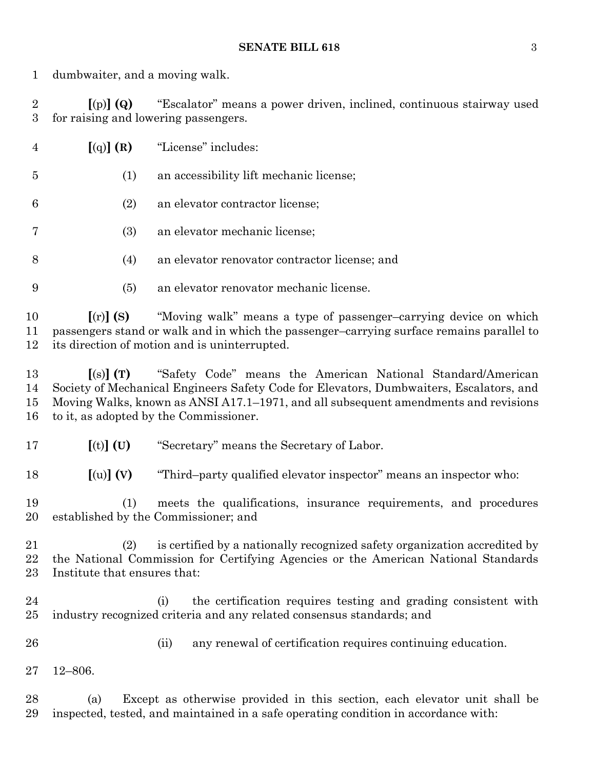dumbwaiter, and a moving walk.

**[**(p)**] (Q)** "Escalator" means a power driven, inclined, continuous stairway used for raising and lowering passengers.

**[**(q)**] (R)** "License" includes:

(1) an accessibility lift mechanic license;

(2) an elevator contractor license;

(3) an elevator mechanic license;

(4) an elevator renovator contractor license; and

(5) an elevator renovator mechanic license.

**[**(r)**] (S)** "Moving walk" means a type of passenger–carrying device on which passengers stand or walk and in which the passenger–carrying surface remains parallel to its direction of motion and is uninterrupted.

**[**(s)**] (T)** "Safety Code" means the American National Standard/American Society of Mechanical Engineers Safety Code for Elevators, Dumbwaiters, Escalators, and Moving Walks, known as ANSI A17.1–1971, and all subsequent amendments and revisions to it, as adopted by the Commissioner.

**[**(t)**] (U)** "Secretary" means the Secretary of Labor.

**[**(u)**] (V)** "Third–party qualified elevator inspector" means an inspector who:

(1) meets the qualifications, insurance requirements, and procedures established by the Commissioner; and

(2) is certified by a nationally recognized safety organization accredited by the National Commission for Certifying Agencies or the American National Standards Institute that ensures that:

(i) the certification requires testing and grading consistent with industry recognized criteria and any related consensus standards; and

(ii) any renewal of certification requires continuing education.

12–806.

(a) Except as otherwise provided in this section, each elevator unit shall be inspected, tested, and maintained in a safe operating condition in accordance with: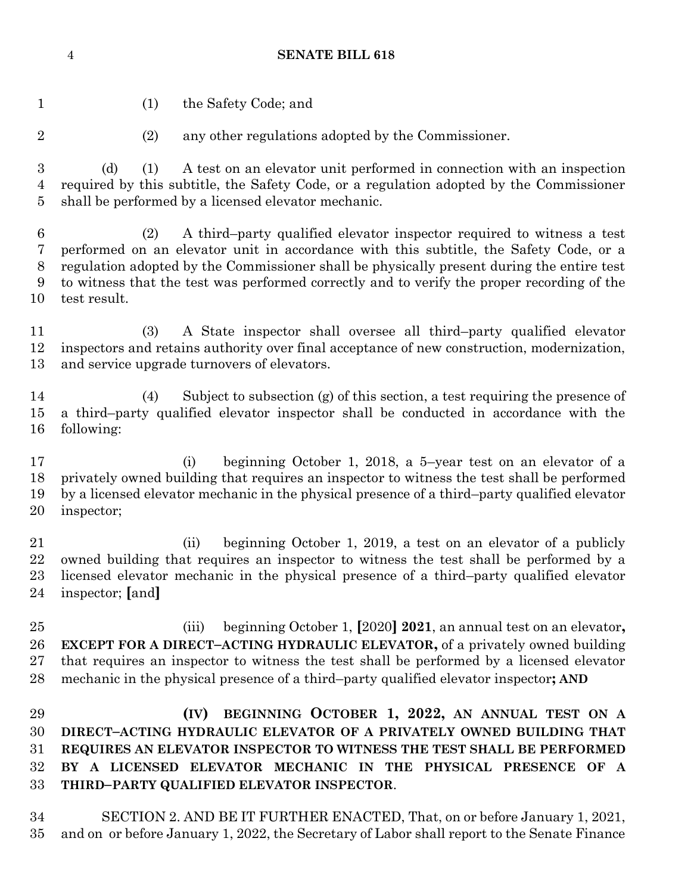(1) the Safety Code; and

(2) any other regulations adopted by the Commissioner.

(d) (1) A test on an elevator unit performed in connection with an inspection required by this subtitle, the Safety Code, or a regulation adopted by the Commissioner shall be performed by a licensed elevator mechanic.

(2) A third–party qualified elevator inspector required to witness a test performed on an elevator unit in accordance with this subtitle, the Safety Code, or a regulation adopted by the Commissioner shall be physically present during the entire test to witness that the test was performed correctly and to verify the proper recording of the test result.

(3) A State inspector shall oversee all third–party qualified elevator inspectors and retains authority over final acceptance of new construction, modernization, and service upgrade turnovers of elevators.

(4) Subject to subsection (g) of this section, a test requiring the presence of a third–party qualified elevator inspector shall be conducted in accordance with the following:

(i) beginning October 1, 2018, a 5–year test on an elevator of a privately owned building that requires an inspector to witness the test shall be performed by a licensed elevator mechanic in the physical presence of a third–party qualified elevator inspector;

(ii) beginning October 1, 2019, a test on an elevator of a publicly owned building that requires an inspector to witness the test shall be performed by a licensed elevator mechanic in the physical presence of a third–party qualified elevator inspector; **[**and**]**

(iii) beginning October 1, **[**2020**] 2021**, an annual test on an elevator**, EXCEPT FOR A DIRECT–ACTING HYDRAULIC ELEVATOR,** of a privately owned building that requires an inspector to witness the test shall be performed by a licensed elevator mechanic in the physical presence of a third–party qualified elevator inspector**; AND**

**(IV) BEGINNING OCTOBER 1, 2022, AN ANNUAL TEST ON A DIRECT–ACTING HYDRAULIC ELEVATOR OF A PRIVATELY OWNED BUILDING THAT REQUIRES AN ELEVATOR INSPECTOR TO WITNESS THE TEST SHALL BE PERFORMED BY A LICENSED ELEVATOR MECHANIC IN THE PHYSICAL PRESENCE OF A THIRD–PARTY QUALIFIED ELEVATOR INSPECTOR**.

SECTION 2. AND BE IT FURTHER ENACTED, That, on or before January 1, 2021, and on or before January 1, 2022, the Secretary of Labor shall report to the Senate Finance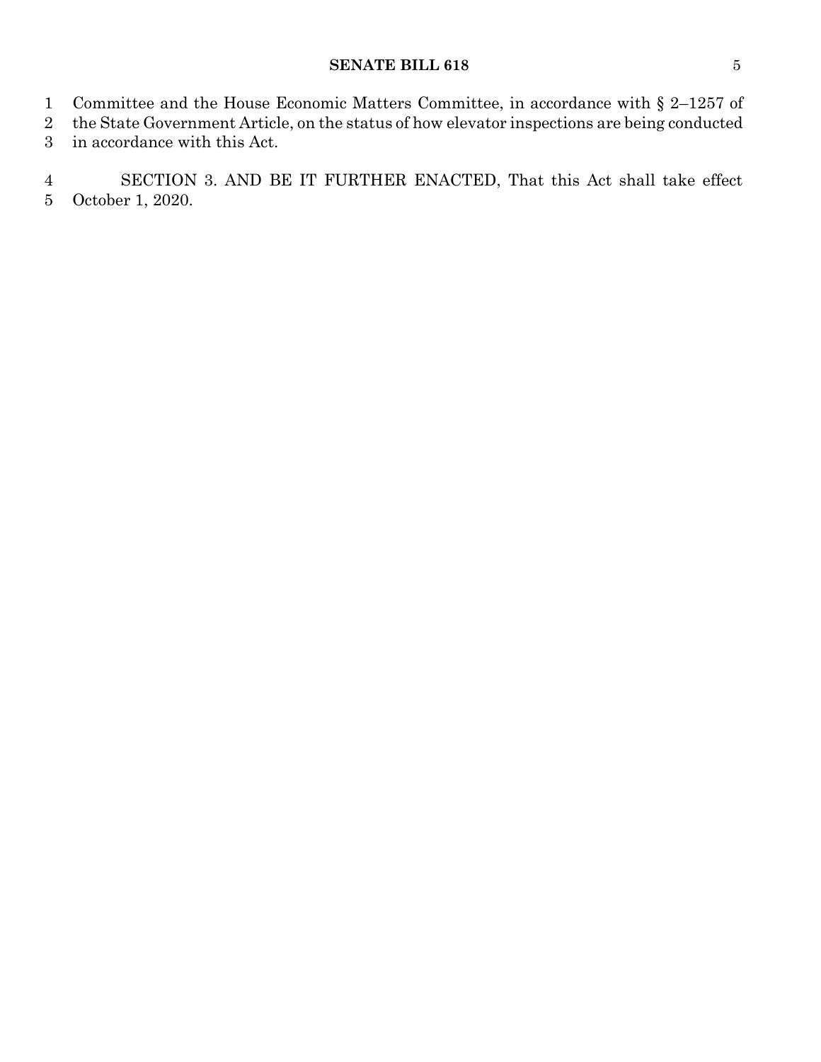Committee and the House Economic Matters Committee, in accordance with § 2–1257 of the State Government Article, on the status of how elevator inspections are being conducted in accordance with this Act.

SECTION 3. AND BE IT FURTHER ENACTED, That this Act shall take effect October 1, 2020.